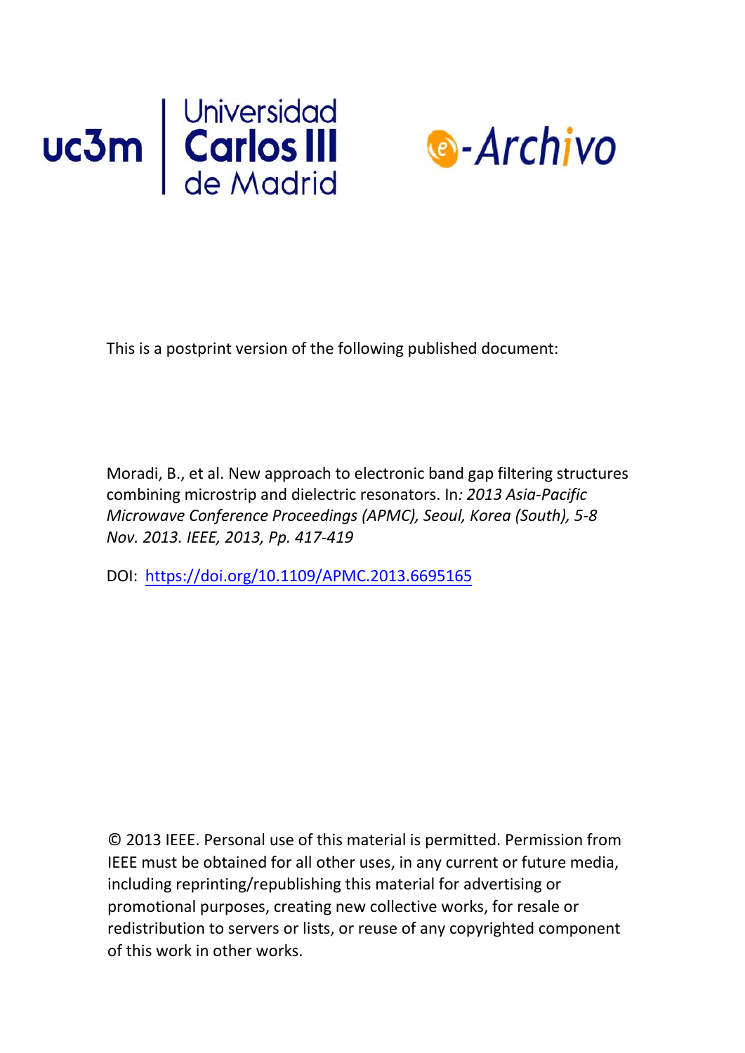This is a postprint version of the following published document:

Moradi, B., et al. New approach to electronic band gap filtering structures combining microstrip and dielectric resonators. In*: 2013 Asia-Pacific Microwave Conference Proceedings (APMC), Seoul, Korea (South), 5-8 Nov. 2013. IEEE, 2013, Pp. 417-419*

DOI: [https://doi.org/10.1109/APMC.2013.6695165](https://doi.org/10.1109/APMC.2013.6695165)

© 2013 IEEE. Personal use of this material is permitted. Permission from IEEE must be obtained for all other uses, in any current or future media, including reprinting/republishing this material for advertising or promotional purposes, creating new collective works, for resale or redistribution to servers or lists, or reuse of any copyrighted component of this work in other works.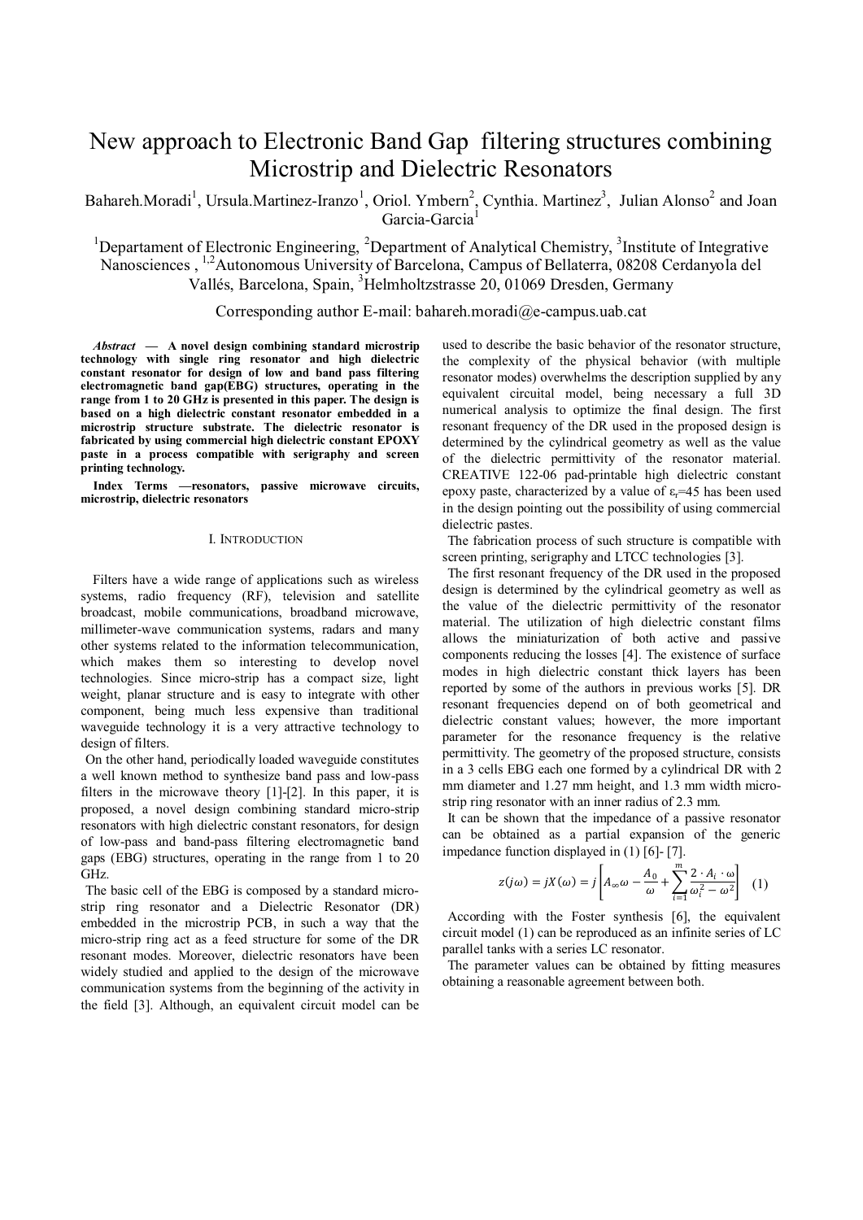# New approach to Electronic Band Gap filtering structures combining Microstrip and Dielectric Resonators

Bahareh.Moradi[1], Ursula.Martinez-Iranzo[1], Oriol. Ymbern[2], Cynthia. Martinez[3], Julian Alonso[2] and Joan Garcia-Garcia[1]

[1]Departament of Electronic Engineering, [2]Department of Analytical Chemistry, [3]Institute of Integrative Nanosciences , [1,2]Autonomous University of Barcelona, Campus of Bellaterra, 08208 Cerdanyola del Vallés, Barcelona, Spain, [3]Helmholtzstrasse 20, 01069 Dresden, Germany

Corresponding author E-mail: bahareh.moradi@e-campus.uab.cat

***Abstract*** **— A novel design combining standard microstrip technology with single ring resonator and high dielectric constant resonator for design of low and band pass filtering electromagnetic band gap(EBG) structures, operating in the range from 1 to 20 GHz is presented in this paper. The design is based on a high dielectric constant resonator embedded in a microstrip structure substrate. The dielectric resonator is fabricated by using commercial high dielectric constant EPOXY paste in a process compatible with serigraphy and screen printing technology.**

**Index Terms —resonators, passive microwave circuits, microstrip, dielectric resonators**

## I. Introduction

Filters have a wide range of applications such as wireless systems, radio frequency (RF), television and satellite broadcast, mobile communications, broadband microwave, millimeter-wave communication systems, radars and many other systems related to the information telecommunication, which makes them so interesting to develop novel technologies. Since micro-strip has a compact size, light weight, planar structure and is easy to integrate with other component, being much less expensive than traditional waveguide technology it is a very attractive technology to design of filters.

On the other hand, periodically loaded waveguide constitutes a well known method to synthesize band pass and low-pass filters in the microwave theory [1]-[2]. In this paper, it is proposed, a novel design combining standard micro-strip resonators with high dielectric constant resonators, for design of low-pass and band-pass filtering electromagnetic band gaps (EBG) structures, operating in the range from 1 to 20 GHz.

The basic cell of the EBG is composed by a standard micro-strip ring resonator and a Dielectric Resonator (DR) embedded in the microstrip PCB, in such a way that the micro-strip ring act as a feed structure for some of the DR resonant modes. Moreover, dielectric resonators have been widely studied and applied to the design of the microwave communication systems from the beginning of the activity in the field [3]. Although, an equivalent circuit model can be used to describe the basic behavior of the resonator structure, the complexity of the physical behavior (with multiple resonator modes) overwhelms the description supplied by any equivalent circuital model, being necessary a full 3D numerical analysis to optimize the final design. The first resonant frequency of the DR used in the proposed design is determined by the cylindrical geometry as well as the value of the dielectric permittivity of the resonator material. CREATIVE 122-06 pad-printable high dielectric constant epoxy paste, characterized by a value of $\varepsilon_r$=45 has been used in the design pointing out the possibility of using commercial dielectric pastes.

The fabrication process of such structure is compatible with screen printing, serigraphy and LTCC technologies [3].

The first resonant frequency of the DR used in the proposed design is determined by the cylindrical geometry as well as the value of the dielectric permittivity of the resonator material. The utilization of high dielectric constant films allows the miniaturization of both active and passive components reducing the losses [4]. The existence of surface modes in high dielectric constant thick layers has been reported by some of the authors in previous works [5]. DR resonant frequencies depend on of both geometrical and dielectric constant values; however, the more important parameter for the resonance frequency is the relative permittivity. The geometry of the proposed structure, consists in a 3 cells EBG each one formed by a cylindrical DR with 2 mm diameter and 1.27 mm height, and 1.3 mm width micro-strip ring resonator with an inner radius of 2.3 mm.

It can be shown that the impedance of a passive resonator can be obtained as a partial expansion of the generic impedance function displayed in (1) [6]- [7].

$$z(j\omega) = jX(\omega) = j\left[A_{\infty}\omega - \frac{A_0}{\omega} + \sum_{i=1}^{m} \frac{2 \cdot A_i \cdot \omega}{\omega_i^2 - \omega^2}\right] \quad (1)$$

According with the Foster synthesis [6], the equivalent circuit model (1) can be reproduced as an infinite series of LC parallel tanks with a series LC resonator.

The parameter values can be obtained by fitting measures obtaining a reasonable agreement between both.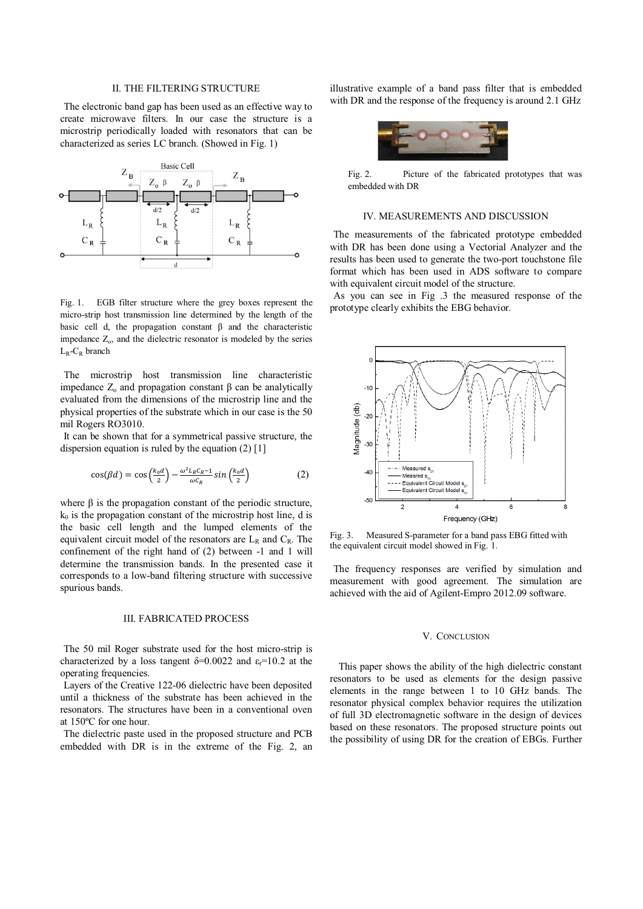## II. THE FILTERING STRUCTURE

The electronic band gap has been used as an effective way to create microwave filters. In our case the structure is a microstrip periodically loaded with resonators that can be characterized as series LC branch. (Showed in Fig. 1)

Fig. 1. EGB filter structure where the grey boxes represent the micro-strip host transmission line determined by the length of the basic cell d, the propagation constant β and the characteristic impedance $Z_o$, and the dielectric resonator is modeled by the series $L_R$-$C_R$ branch

The microstrip host transmission line characteristic impedance $Z_o$ and propagation constant β can be analytically evaluated from the dimensions of the microstrip line and the physical properties of the substrate which in our case is the 50 mil Rogers RO3010.

It can be shown that for a symmetrical passive structure, the dispersion equation is ruled by the equation (2) [1]

$$\cos(\beta d) = \cos\left(\frac{k_0 d}{2}\right) - \frac{\omega^2 L_R C_R - 1}{\omega C_R} \sin\left(\frac{k_0 d}{2}\right) \qquad (2)$$

where β is the propagation constant of the periodic structure, $k_0$ is the propagation constant of the microstrip host line, d is the basic cell length and the lumped elements of the equivalent circuit model of the resonators are $L_R$ and $C_R$. The confinement of the right hand of (2) between -1 and 1 will determine the transmission bands. In the presented case it corresponds to a low-band filtering structure with successive spurious bands.

## III. FABRICATED PROCESS

The 50 mil Roger substrate used for the host micro-strip is characterized by a loss tangent δ=0.0022 and $\varepsilon_r$=10.2 at the operating frequencies.

Layers of the Creative 122-06 dielectric have been deposited until a thickness of the substrate has been achieved in the resonators. The structures have been in a conventional oven at 150ºC for one hour.

The dielectric paste used in the proposed structure and PCB embedded with DR is in the extreme of the Fig. 2, an illustrative example of a band pass filter that is embedded with DR and the response of the frequency is around 2.1 GHz

Fig. 2. Picture of the fabricated prototypes that was embedded with DR

## IV. MEASUREMENTS AND DISCUSSION

The measurements of the fabricated prototype embedded with DR has been done using a Vectorial Analyzer and the results has been used to generate the two-port touchstone file format which has been used in ADS software to compare with equivalent circuit model of the structure.

As you can see in Fig .3 the measured response of the prototype clearly exhibits the EBG behavior.

Fig. 3. Measured S-parameter for a band pass EBG fitted with the equivalent circuit model showed in Fig. 1.

The frequency responses are verified by simulation and measurement with good agreement. The simulation are achieved with the aid of Agilent-Empro 2012.09 software.

## V. CONCLUSION

This paper shows the ability of the high dielectric constant resonators to be used as elements for the design passive elements in the range between 1 to 10 GHz bands. The resonator physical complex behavior requires the utilization of full 3D electromagnetic software in the design of devices based on these resonators. The proposed structure points out the possibility of using DR for the creation of EBGs. Further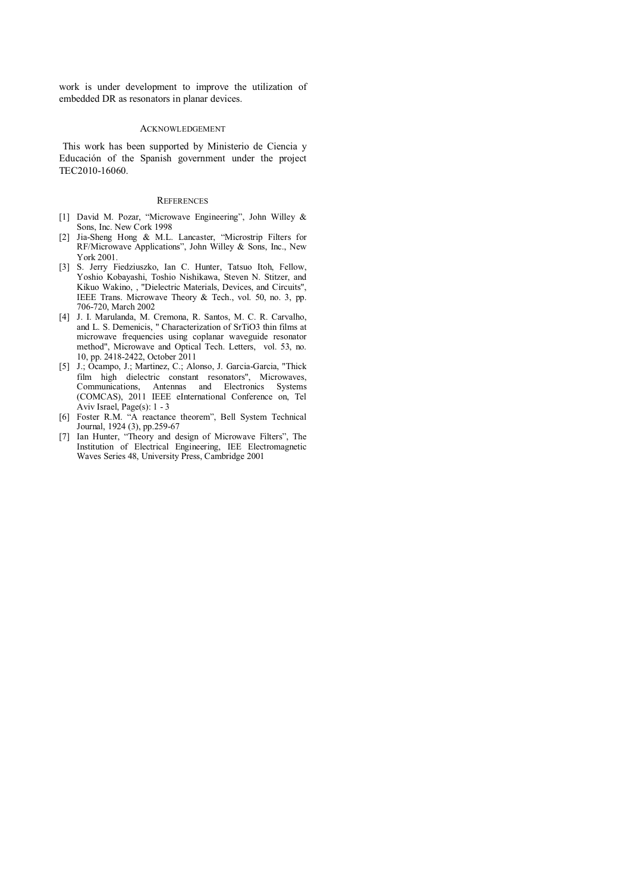work is under development to improve the utilization of embedded DR as resonators in planar devices.

## Acknowledgement

This work has been supported by Ministerio de Ciencia y Educación of the Spanish government under the project TEC2010-16060.

## References

[1] David M. Pozar, “Microwave Engineering”, John Willey & Sons, Inc. New Cork 1998

[2] Jia-Sheng Hong & M.L. Lancaster, “Microstrip Filters for RF/Microwave Applications”, John Willey & Sons, Inc., New York 2001.

[3] S. Jerry Fiedziuszko, Ian C. Hunter, Tatsuo Itoh, Fellow, Yoshio Kobayashi, Toshio Nishikawa, Steven N. Stitzer, and Kikuo Wakino, , "Dielectric Materials, Devices, and Circuits", IEEE Trans. Microwave Theory & Tech., vol. 50, no. 3, pp. 706-720, March 2002

[4] J. I. Marulanda, M. Cremona, R. Santos, M. C. R. Carvalho, and L. S. Demenicis, " Characterization of SrTiO3 thin films at microwave frequencies using coplanar waveguide resonator method", Microwave and Optical Tech. Letters, vol. 53, no. 10, pp. 2418-2422, October 2011

[5] J.; Ocampo, J.; Martinez, C.; Alonso, J. Garcia-Garcia, "Thick film high dielectric constant resonators", Microwaves, Communications, Antennas and Electronics Systems (COMCAS), 2011 IEEE eInternational Conference on, Tel Aviv Israel, Page(s): 1 - 3

[6] Foster R.M. “A reactance theorem”, Bell System Technical Journal, 1924 (3), pp.259-67

[7] Ian Hunter, “Theory and design of Microwave Filters”, The Institution of Electrical Engineering, IEE Electromagnetic Waves Series 48, University Press, Cambridge 2001